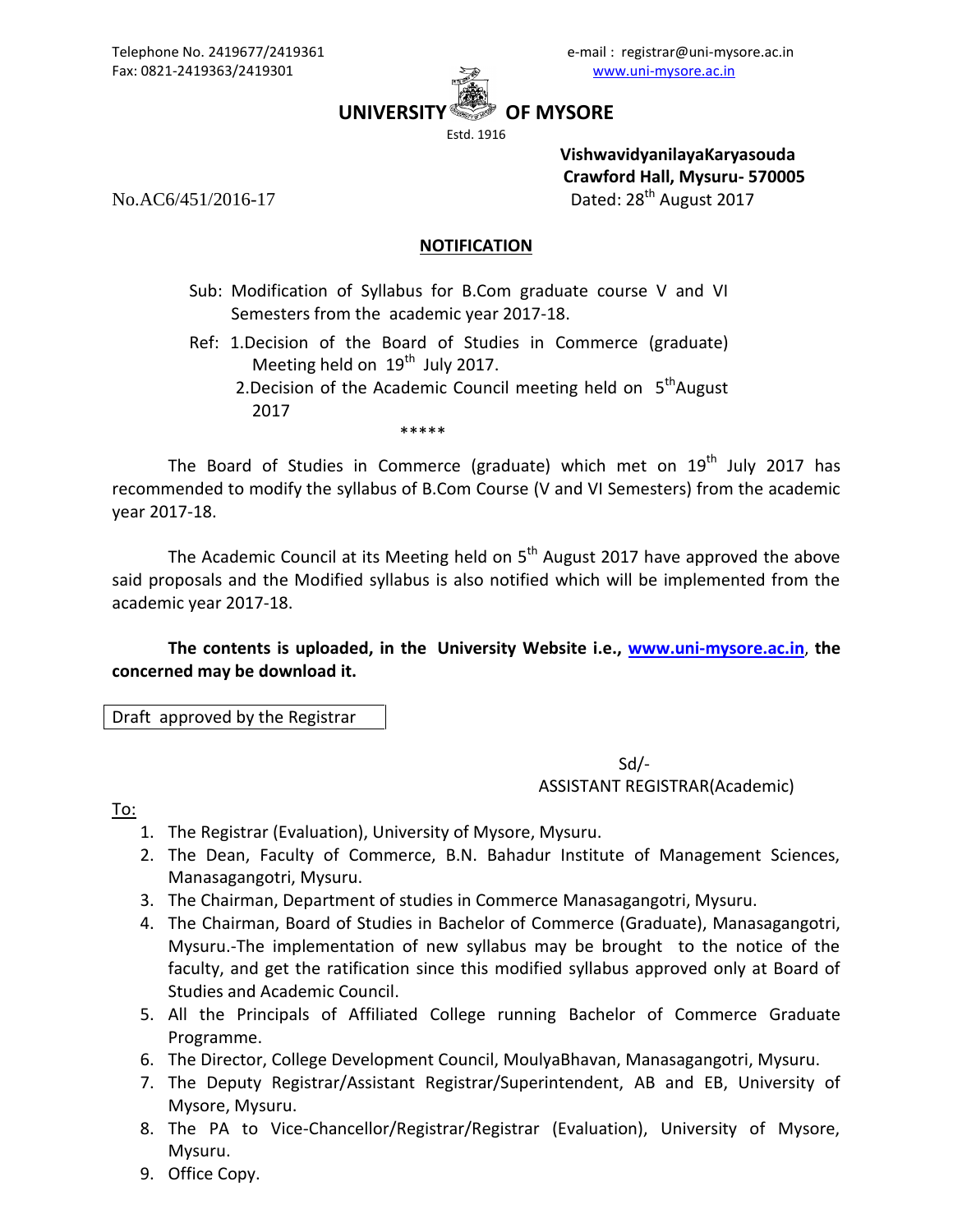Telephone No. 2419677/2419361
Fax: 0821-2419363/2419301

e-mail : registrar@uni-mysore.ac.in
www.uni-mysore.ac.in

# UNIVERSITY OF MYSORE

Estd. 1916

**VishwavidyanilayaKaryasouda**
**Crawford Hall, Mysuru- 570005**

No.AC6/451/2016-17 Dated: 28th August 2017

## NOTIFICATION

Sub: Modification of Syllabus for B.Com graduate course V and VI Semesters from the academic year 2017-18.

Ref: 1.Decision of the Board of Studies in Commerce (graduate) Meeting held on 19th July 2017.
2.Decision of the Academic Council meeting held on 5th August 2017

*****

The Board of Studies in Commerce (graduate) which met on 19th July 2017 has recommended to modify the syllabus of B.Com Course (V and VI Semesters) from the academic year 2017-18.

The Academic Council at its Meeting held on 5th August 2017 have approved the above said proposals and the Modified syllabus is also notified which will be implemented from the academic year 2017-18.

**The contents is uploaded, in the University Website i.e., www.uni-mysore.ac.in, the concerned may be download it.**

Draft approved by the Registrar

Sd/-
ASSISTANT REGISTRAR(Academic)

To:

1. The Registrar (Evaluation), University of Mysore, Mysuru.
2. The Dean, Faculty of Commerce, B.N. Bahadur Institute of Management Sciences, Manasagangotri, Mysuru.
3. The Chairman, Department of studies in Commerce Manasagangotri, Mysuru.
4. The Chairman, Board of Studies in Bachelor of Commerce (Graduate), Manasagangotri, Mysuru.-The implementation of new syllabus may be brought to the notice of the faculty, and get the ratification since this modified syllabus approved only at Board of Studies and Academic Council.
5. All the Principals of Affiliated College running Bachelor of Commerce Graduate Programme.
6. The Director, College Development Council, MoulyaBhavan, Manasagangotri, Mysuru.
7. The Deputy Registrar/Assistant Registrar/Superintendent, AB and EB, University of Mysore, Mysuru.
8. The PA to Vice-Chancellor/Registrar/Registrar (Evaluation), University of Mysore, Mysuru.
9. Office Copy.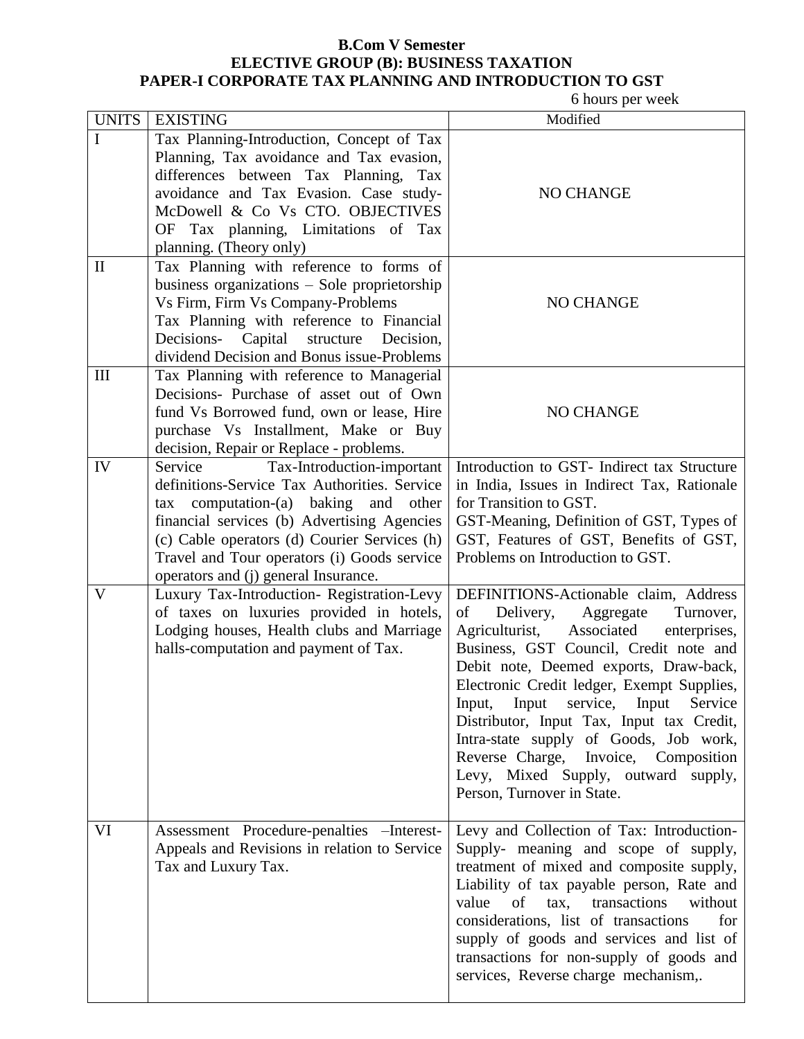**B.Com V Semester**
**ELECTIVE GROUP (B): BUSINESS TAXATION**
**PAPER-I CORPORATE TAX PLANNING AND INTRODUCTION TO GST**

6 hours per week

| UNITS | EXISTING | Modified |
|---|---|---|
| I | Tax Planning-Introduction, Concept of Tax Planning, Tax avoidance and Tax evasion, differences between Tax Planning, Tax avoidance and Tax Evasion. Case study-McDowell & Co Vs CTO. OBJECTIVES OF Tax planning, Limitations of Tax planning. (Theory only) | NO CHANGE |
| II | Tax Planning with reference to forms of business organizations – Sole proprietorship Vs Firm, Firm Vs Company-Problems<br>Tax Planning with reference to Financial Decisions- Capital structure Decision, dividend Decision and Bonus issue-Problems | NO CHANGE |
| III | Tax Planning with reference to Managerial Decisions- Purchase of asset out of Own fund Vs Borrowed fund, own or lease, Hire purchase Vs Installment, Make or Buy decision, Repair or Replace - problems. | NO CHANGE |
| IV | Service Tax-Introduction-important definitions-Service Tax Authorities. Service tax computation-(a) baking and other financial services (b) Advertising Agencies (c) Cable operators (d) Courier Services (h) Travel and Tour operators (i) Goods service operators and (j) general Insurance. | Introduction to GST- Indirect tax Structure in India, Issues in Indirect Tax, Rationale for Transition to GST.<br>GST-Meaning, Definition of GST, Types of GST, Features of GST, Benefits of GST, Problems on Introduction to GST. |
| V | Luxury Tax-Introduction- Registration-Levy of taxes on luxuries provided in hotels, Lodging houses, Health clubs and Marriage halls-computation and payment of Tax. | DEFINITIONS-Actionable claim, Address of Delivery, Aggregate Turnover, Agriculturist, Associated enterprises, Business, GST Council, Credit note and Debit note, Deemed exports, Draw-back, Electronic Credit ledger, Exempt Supplies, Input, Input service, Input Service Distributor, Input Tax, Input tax Credit, Intra-state supply of Goods, Job work, Reverse Charge, Invoice, Composition Levy, Mixed Supply, outward supply, Person, Turnover in State. |
| VI | Assessment Procedure-penalties –Interest-Appeals and Revisions in relation to Service Tax and Luxury Tax. | Levy and Collection of Tax: Introduction-Supply- meaning and scope of supply, treatment of mixed and composite supply, Liability of tax payable person, Rate and value of tax, transactions without considerations, list of transactions for supply of goods and services and list of transactions for non-supply of goods and services, Reverse charge mechanism,. |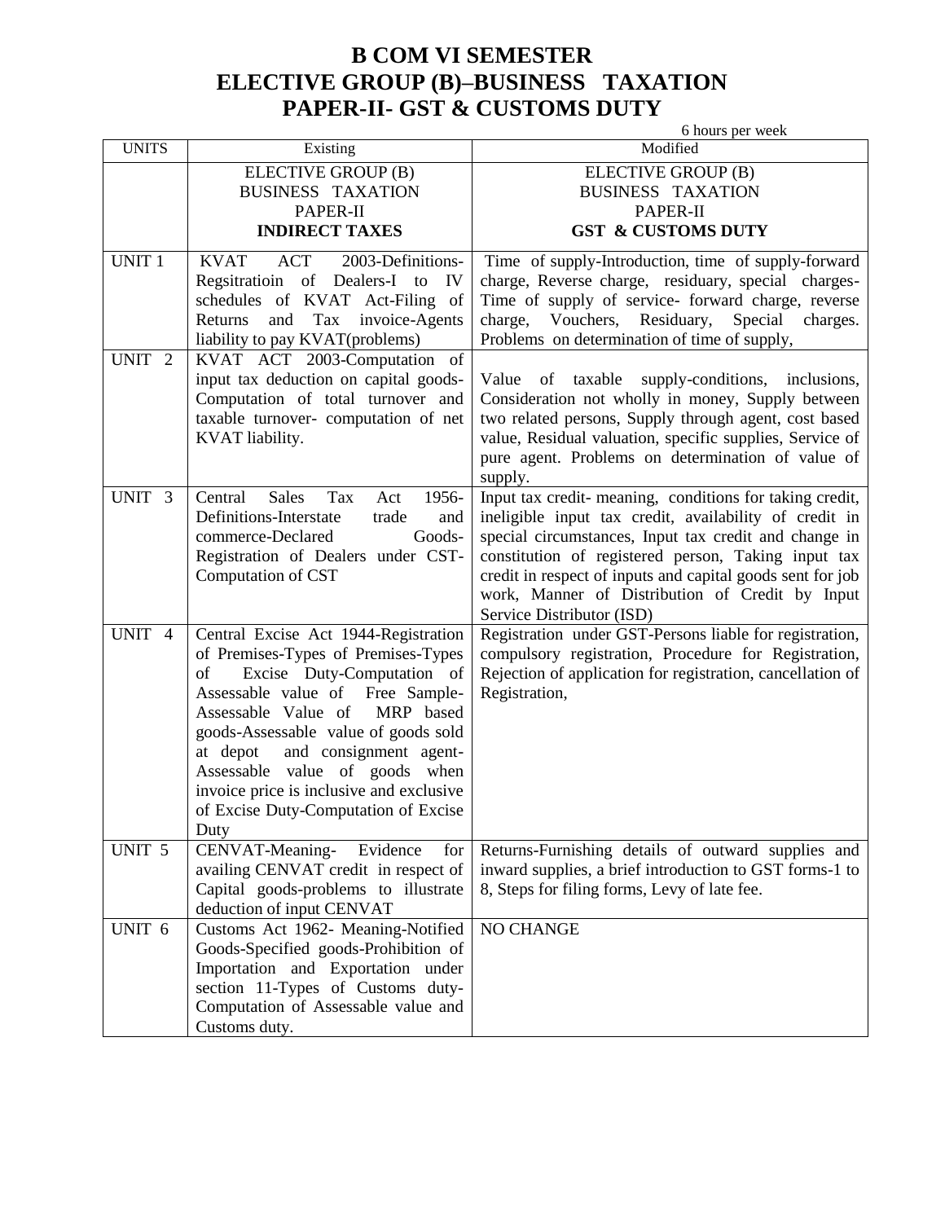# B COM VI SEMESTER
# ELECTIVE GROUP (B)–BUSINESS TAXATION
# PAPER-II- GST & CUSTOMS DUTY

6 hours per week

| UNITS | Existing | Modified |
|---|---|---|
| | ELECTIVE GROUP (B) BUSINESS TAXATION PAPER-II **INDIRECT TAXES** | ELECTIVE GROUP (B) BUSINESS TAXATION PAPER-II **GST & CUSTOMS DUTY** |
| UNIT 1 | KVAT ACT 2003-Definitions-Regsitratioin of Dealers-I to IV schedules of KVAT Act-Filing of Returns and Tax invoice-Agents liability to pay KVAT(problems) | Time of supply-Introduction, time of supply-forward charge, Reverse charge, residuary, special charges-Time of supply of service- forward charge, reverse charge, Vouchers, Residuary, Special charges. Problems on determination of time of supply, |
| UNIT 2 | KVAT ACT 2003-Computation of input tax deduction on capital goods-Computation of total turnover and taxable turnover- computation of net KVAT liability. | Value of taxable supply-conditions, inclusions, Consideration not wholly in money, Supply between two related persons, Supply through agent, cost based value, Residual valuation, specific supplies, Service of pure agent. Problems on determination of value of supply. |
| UNIT 3 | Central Sales Tax Act 1956-Definitions-Interstate trade and commerce-Declared Goods-Registration of Dealers under CST-Computation of CST | Input tax credit- meaning, conditions for taking credit, ineligible input tax credit, availability of credit in special circumstances, Input tax credit and change in constitution of registered person, Taking input tax credit in respect of inputs and capital goods sent for job work, Manner of Distribution of Credit by Input Service Distributor (ISD) |
| UNIT 4 | Central Excise Act 1944-Registration of Premises-Types of Premises-Types of Excise Duty-Computation of Assessable value of Free Sample-Assessable Value of MRP based goods-Assessable value of goods sold at depot and consignment agent-Assessable value of goods when invoice price is inclusive and exclusive of Excise Duty-Computation of Excise Duty | Registration under GST-Persons liable for registration, compulsory registration, Procedure for Registration, Rejection of application for registration, cancellation of Registration, |
| UNIT 5 | CENVAT-Meaning- Evidence for availing CENVAT credit in respect of Capital goods-problems to illustrate deduction of input CENVAT | Returns-Furnishing details of outward supplies and inward supplies, a brief introduction to GST forms-1 to 8, Steps for filing forms, Levy of late fee. |
| UNIT 6 | Customs Act 1962- Meaning-Notified Goods-Specified goods-Prohibition of Importation and Exportation under section 11-Types of Customs duty-Computation of Assessable value and Customs duty. | NO CHANGE |